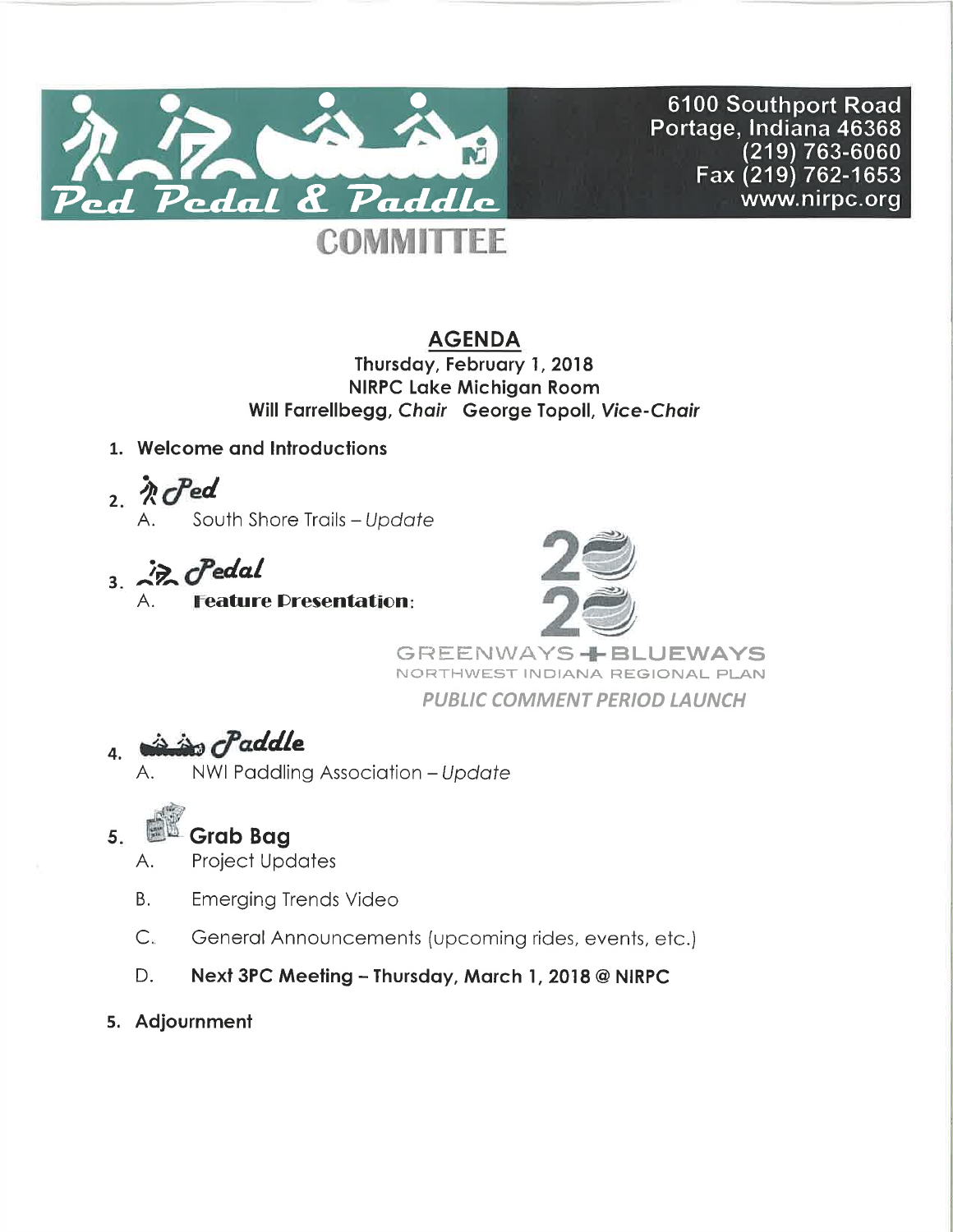# Ped Pedal & Paddle COMMITTEE

6100 Southport Road
Portage, Indiana 46368
(219) 763-6060
Fax (219) 762-1653
www.nirpc.org

## AGENDA

**Thursday, February 1, 2018**
**NIRPC Lake Michigan Room**
**Will Farrellbegg, *Chair* George Topoll, *Vice-Chair***

1. **Welcome and Introductions**

2. ***Ped***
   A. South Shore Trails – *Update*

3. ***Pedal***
   A. **Feature Presentation:**

   2020 GREENWAYS + BLUEWAYS
   NORTHWEST INDIANA REGIONAL PLAN
   ***PUBLIC COMMENT PERIOD LAUNCH***

4. ***Paddle***
   A. NWI Paddling Association – *Update*

5. **Grab Bag**
   A. Project Updates
   B. Emerging Trends Video
   C. General Announcements (upcoming rides, events, etc.)
   D. **Next 3PC Meeting – Thursday, March 1, 2018 @ NIRPC**

5. **Adjournment**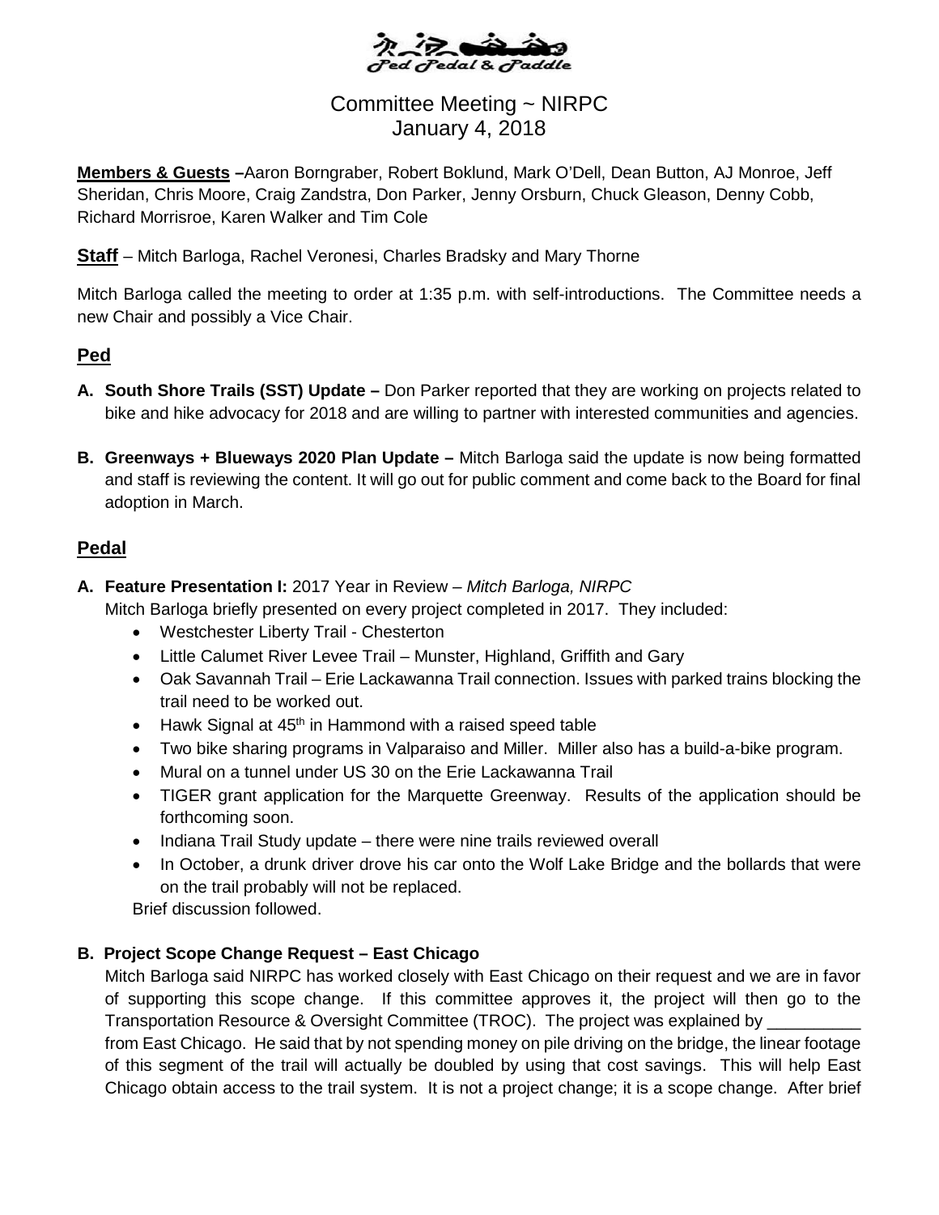Ped Pedal & Paddle

# Committee Meeting ~ NIRPC
# January 4, 2018

**Members & Guests** –Aaron Borngraber, Robert Boklund, Mark O'Dell, Dean Button, AJ Monroe, Jeff Sheridan, Chris Moore, Craig Zandstra, Don Parker, Jenny Orsburn, Chuck Gleason, Denny Cobb, Richard Morrisroe, Karen Walker and Tim Cole

**Staff** – Mitch Barloga, Rachel Veronesi, Charles Bradsky and Mary Thorne

Mitch Barloga called the meeting to order at 1:35 p.m. with self-introductions. The Committee needs a new Chair and possibly a Vice Chair.

## Ped

**A. South Shore Trails (SST) Update –** Don Parker reported that they are working on projects related to bike and hike advocacy for 2018 and are willing to partner with interested communities and agencies.

**B. Greenways + Blueways 2020 Plan Update –** Mitch Barloga said the update is now being formatted and staff is reviewing the content. It will go out for public comment and come back to the Board for final adoption in March.

## Pedal

**A. Feature Presentation I:** 2017 Year in Review – *Mitch Barloga, NIRPC*

Mitch Barloga briefly presented on every project completed in 2017. They included:

- Westchester Liberty Trail - Chesterton
- Little Calumet River Levee Trail – Munster, Highland, Griffith and Gary
- Oak Savannah Trail – Erie Lackawanna Trail connection. Issues with parked trains blocking the trail need to be worked out.
- Hawk Signal at 45th in Hammond with a raised speed table
- Two bike sharing programs in Valparaiso and Miller. Miller also has a build-a-bike program.
- Mural on a tunnel under US 30 on the Erie Lackawanna Trail
- TIGER grant application for the Marquette Greenway. Results of the application should be forthcoming soon.
- Indiana Trail Study update – there were nine trails reviewed overall
- In October, a drunk driver drove his car onto the Wolf Lake Bridge and the bollards that were on the trail probably will not be replaced.

Brief discussion followed.

**B. Project Scope Change Request – East Chicago**

Mitch Barloga said NIRPC has worked closely with East Chicago on their request and we are in favor of supporting this scope change. If this committee approves it, the project will then go to the Transportation Resource & Oversight Committee (TROC). The project was explained by __________ from East Chicago. He said that by not spending money on pile driving on the bridge, the linear footage of this segment of the trail will actually be doubled by using that cost savings. This will help East Chicago obtain access to the trail system. It is not a project change; it is a scope change. After brief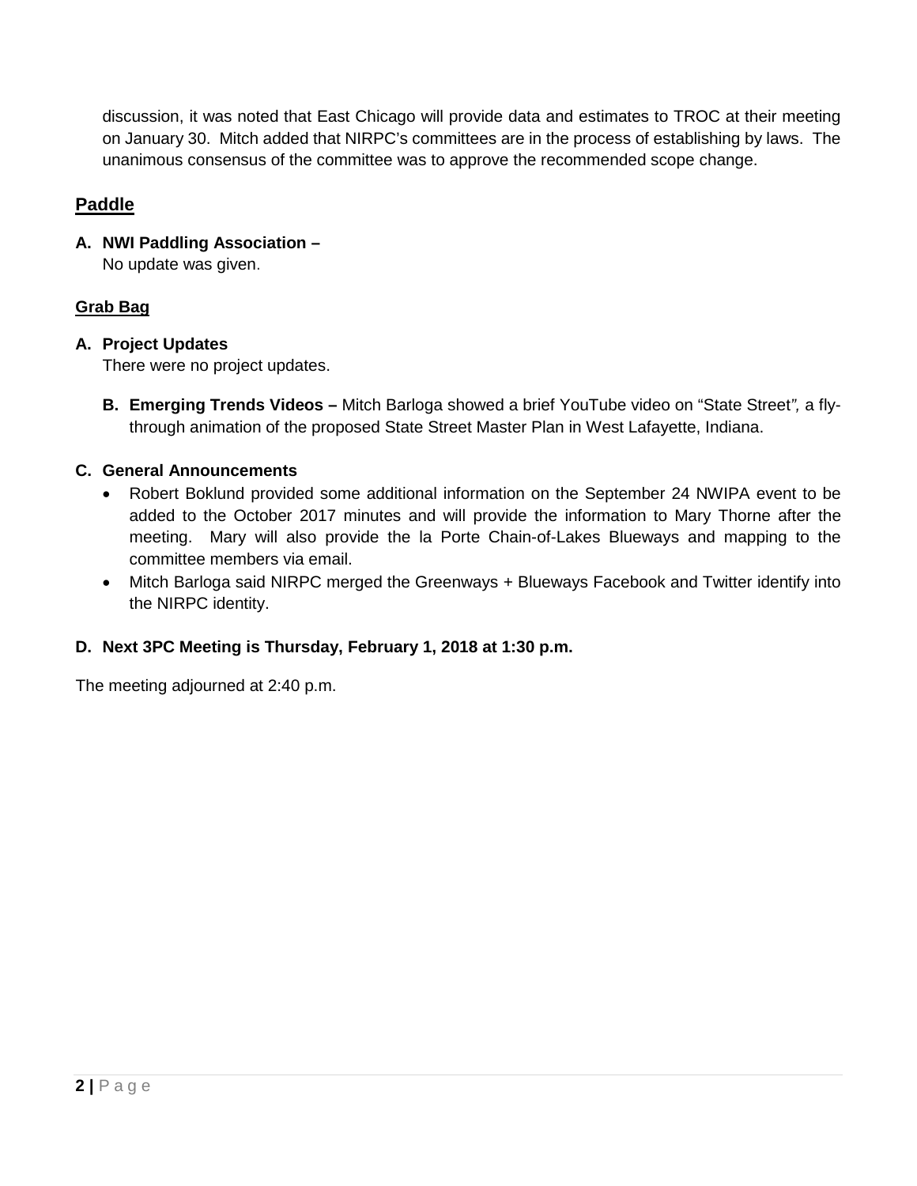discussion, it was noted that East Chicago will provide data and estimates to TROC at their meeting on January 30. Mitch added that NIRPC's committees are in the process of establishing by laws. The unanimous consensus of the committee was to approve the recommended scope change.

## Paddle

**A. NWI Paddling Association –**
No update was given.

### Grab Bag

**A. Project Updates**
There were no project updates.

**B. Emerging Trends Videos –** Mitch Barloga showed a brief YouTube video on "State Street", a fly-through animation of the proposed State Street Master Plan in West Lafayette, Indiana.

**C. General Announcements**

- Robert Boklund provided some additional information on the September 24 NWIPA event to be added to the October 2017 minutes and will provide the information to Mary Thorne after the meeting. Mary will also provide the la Porte Chain-of-Lakes Blueways and mapping to the committee members via email.
- Mitch Barloga said NIRPC merged the Greenways + Blueways Facebook and Twitter identify into the NIRPC identity.

**D. Next 3PC Meeting is Thursday, February 1, 2018 at 1:30 p.m.**

The meeting adjourned at 2:40 p.m.